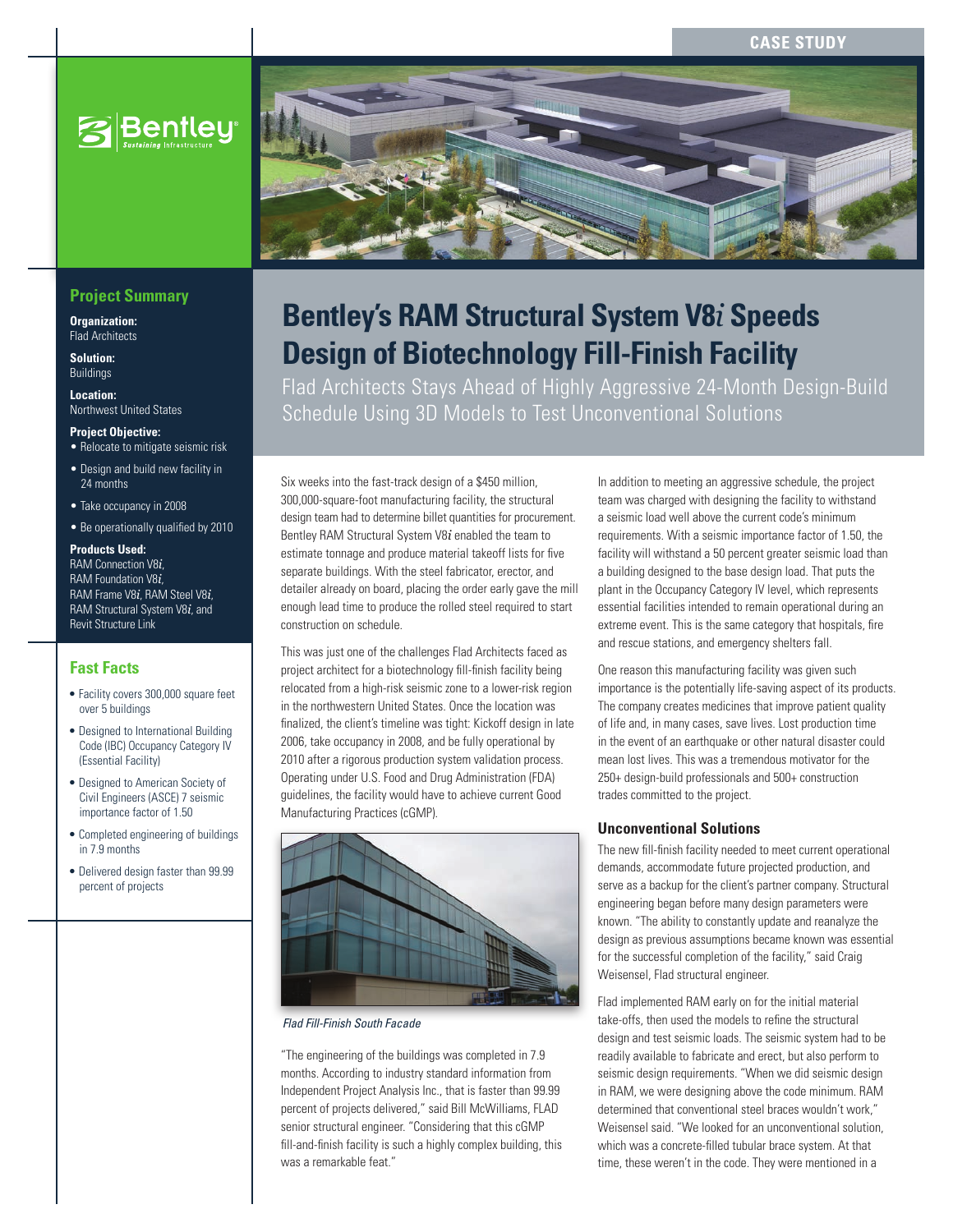CASE STUDY

# Bentley's RAM Structural System V8*i* Speeds Design of Biotechnology Fill-Finish Facility

## Flad Architects Stays Ahead of Highly Aggressive 24-Month Design-Build Schedule Using 3D Models to Test Unconventional Solutions

### Project Summary

**Organization:**
Flad Architects

**Solution:**
Buildings

**Location:**
Northwest United States

**Project Objective:**

- Relocate to mitigate seismic risk
- Design and build new facility in 24 months
- Take occupancy in 2008
- Be operationally qualified by 2010

**Products Used:**
RAM Connection V8*i*, RAM Foundation V8*i*, RAM Frame V8*i*, RAM Steel V8*i*, RAM Structural System V8*i*, and Revit Structure Link

### Fast Facts

- Facility covers 300,000 square feet over 5 buildings
- Designed to International Building Code (IBC) Occupancy Category IV (Essential Facility)
- Designed to American Society of Civil Engineers (ASCE) 7 seismic importance factor of 1.50
- Completed engineering of buildings in 7.9 months
- Delivered design faster than 99.99 percent of projects

Six weeks into the fast-track design of a $450 million, 300,000-square-foot manufacturing facility, the structural design team had to determine billet quantities for procurement. Bentley RAM Structural System V8*i* enabled the team to estimate tonnage and produce material takeoff lists for five separate buildings. With the steel fabricator, erector, and detailer already on board, placing the order early gave the mill enough lead time to produce the rolled steel required to start construction on schedule.

This was just one of the challenges Flad Architects faced as project architect for a biotechnology fill-finish facility being relocated from a high-risk seismic zone to a lower-risk region in the northwestern United States. Once the location was finalized, the client's timeline was tight: Kickoff design in late 2006, take occupancy in 2008, and be fully operational by 2010 after a rigorous production system validation process. Operating under U.S. Food and Drug Administration (FDA) guidelines, the facility would have to achieve current Good Manufacturing Practices (cGMP).

*Flad Fill-Finish South Facade*

"The engineering of the buildings was completed in 7.9 months. According to industry standard information from Independent Project Analysis Inc., that is faster than 99.99 percent of projects delivered," said Bill McWilliams, FLAD senior structural engineer. "Considering that this cGMP fill-and-finish facility is such a highly complex building, this was a remarkable feat."

In addition to meeting an aggressive schedule, the project team was charged with designing the facility to withstand a seismic load well above the current code's minimum requirements. With a seismic importance factor of 1.50, the facility will withstand a 50 percent greater seismic load than a building designed to the base design load. That puts the plant in the Occupancy Category IV level, which represents essential facilities intended to remain operational during an extreme event. This is the same category that hospitals, fire and rescue stations, and emergency shelters fall.

One reason this manufacturing facility was given such importance is the potentially life-saving aspect of its products. The company creates medicines that improve patient quality of life and, in many cases, save lives. Lost production time in the event of an earthquake or other natural disaster could mean lost lives. This was a tremendous motivator for the 250+ design-build professionals and 500+ construction trades committed to the project.

### Unconventional Solutions

The new fill-finish facility needed to meet current operational demands, accommodate future projected production, and serve as a backup for the client's partner company. Structural engineering began before many design parameters were known. "The ability to constantly update and reanalyze the design as previous assumptions became known was essential for the successful completion of the facility," said Craig Weisensel, Flad structural engineer.

Flad implemented RAM early on for the initial material take-offs, then used the models to refine the structural design and test seismic loads. The seismic system had to be readily available to fabricate and erect, but also perform to seismic design requirements. "When we did seismic design in RAM, we were designing above the code minimum. RAM determined that conventional steel braces wouldn't work," Weisensel said. "We looked for an unconventional solution, which was a concrete-filled tubular brace system. At that time, these weren't in the code. They were mentioned in a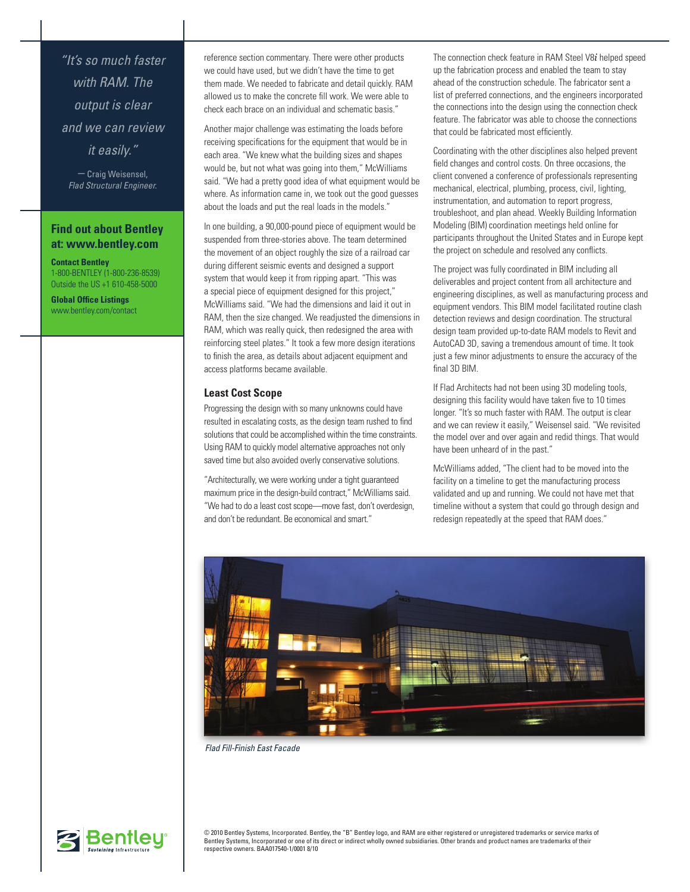> *"It's so much faster with RAM. The output is clear and we can review it easily."*
>
> — Craig Weisensel, *Flad Structural Engineer.*

**Find out about Bentley at: www.bentley.com**

**Contact Bentley**
1-800-BENTLEY (1-800-236-8539)
Outside the US +1 610-458-5000

**Global Office Listings**
www.bentley.com/contact

reference section commentary. There were other products we could have used, but we didn't have the time to get them made. We needed to fabricate and detail quickly. RAM allowed us to make the concrete fill work. We were able to check each brace on an individual and schematic basis."

Another major challenge was estimating the loads before receiving specifications for the equipment that would be in each area. "We knew what the building sizes and shapes would be, but not what was going into them," McWilliams said. "We had a pretty good idea of what equipment would be where. As information came in, we took out the good guesses about the loads and put the real loads in the models."

In one building, a 90,000-pound piece of equipment would be suspended from three-stories above. The team determined the movement of an object roughly the size of a railroad car during different seismic events and designed a support system that would keep it from ripping apart. "This was a special piece of equipment designed for this project," McWilliams said. "We had the dimensions and laid it out in RAM, then the size changed. We readjusted the dimensions in RAM, which was really quick, then redesigned the area with reinforcing steel plates." It took a few more design iterations to finish the area, as details about adjacent equipment and access platforms became available.

### Least Cost Scope

Progressing the design with so many unknowns could have resulted in escalating costs, as the design team rushed to find solutions that could be accomplished within the time constraints. Using RAM to quickly model alternative approaches not only saved time but also avoided overly conservative solutions.

"Architecturally, we were working under a tight guaranteed maximum price in the design-build contract," McWilliams said. "We had to do a least cost scope—move fast, don't overdesign, and don't be redundant. Be economical and smart."

The connection check feature in RAM Steel V8*i* helped speed up the fabrication process and enabled the team to stay ahead of the construction schedule. The fabricator sent a list of preferred connections, and the engineers incorporated the connections into the design using the connection check feature. The fabricator was able to choose the connections that could be fabricated most efficiently.

Coordinating with the other disciplines also helped prevent field changes and control costs. On three occasions, the client convened a conference of professionals representing mechanical, electrical, plumbing, process, civil, lighting, instrumentation, and automation to report progress, troubleshoot, and plan ahead. Weekly Building Information Modeling (BIM) coordination meetings held online for participants throughout the United States and in Europe kept the project on schedule and resolved any conflicts.

The project was fully coordinated in BIM including all deliverables and project content from all architecture and engineering disciplines, as well as manufacturing process and equipment vendors. This BIM model facilitated routine clash detection reviews and design coordination. The structural design team provided up-to-date RAM models to Revit and AutoCAD 3D, saving a tremendous amount of time. It took just a few minor adjustments to ensure the accuracy of the final 3D BIM.

If Flad Architects had not been using 3D modeling tools, designing this facility would have taken five to 10 times longer. "It's so much faster with RAM. The output is clear and we can review it easily," Weisensel said. "We revisited the model over and over again and redid things. That would have been unheard of in the past."

McWilliams added, "The client had to be moved into the facility on a timeline to get the manufacturing process validated and up and running. We could not have met that timeline without a system that could go through design and redesign repeatedly at the speed that RAM does."

*Flad Fill-Finish East Facade*

© 2010 Bentley Systems, Incorporated. Bentley, the "B" Bentley logo, and RAM are either registered or unregistered trademarks or service marks of Bentley Systems, Incorporated or one of its direct or indirect wholly owned subsidiaries. Other brands and product names are trademarks of their respective owners. BAA017540-1/0001 8/10